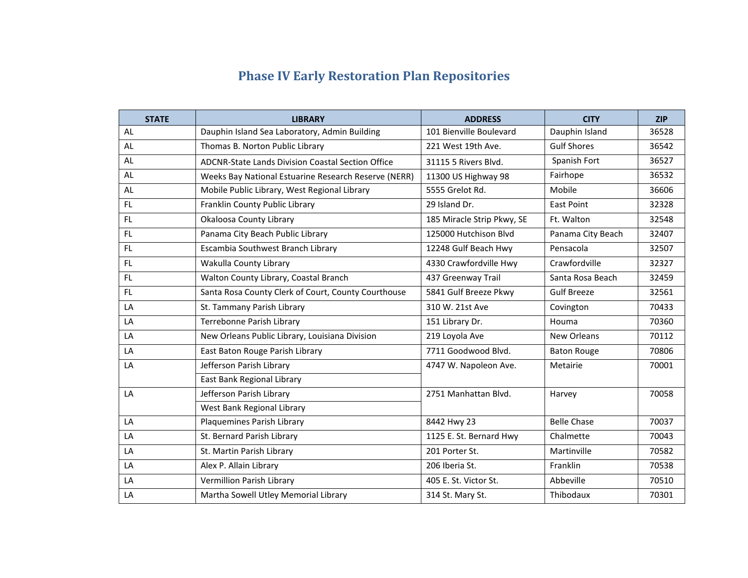# Phase IV Early Restoration Plan Repositories

| STATE | LIBRARY | ADDRESS | CITY | ZIP |
|---|---|---|---|---|
| AL | Dauphin Island Sea Laboratory, Admin Building | 101 Bienville Boulevard | Dauphin Island | 36528 |
| AL | Thomas B. Norton Public Library | 221 West 19th Ave. | Gulf Shores | 36542 |
| AL | ADCNR-State Lands Division Coastal Section Office | 31115 5 Rivers Blvd. | Spanish Fort | 36527 |
| AL | Weeks Bay National Estuarine Research Reserve (NERR) | 11300 US Highway 98 | Fairhope | 36532 |
| AL | Mobile Public Library, West Regional Library | 5555 Grelot Rd. | Mobile | 36606 |
| FL | Franklin County Public Library | 29 Island Dr. | East Point | 32328 |
| FL | Okaloosa County Library | 185 Miracle Strip Pkwy, SE | Ft. Walton | 32548 |
| FL | Panama City Beach Public Library | 125000 Hutchison Blvd | Panama City Beach | 32407 |
| FL | Escambia Southwest Branch Library | 12248 Gulf Beach Hwy | Pensacola | 32507 |
| FL | Wakulla County Library | 4330 Crawfordville Hwy | Crawfordville | 32327 |
| FL | Walton County Library, Coastal Branch | 437 Greenway Trail | Santa Rosa Beach | 32459 |
| FL | Santa Rosa County Clerk of Court, County Courthouse | 5841 Gulf Breeze Pkwy | Gulf Breeze | 32561 |
| LA | St. Tammany Parish Library | 310 W. 21st Ave | Covington | 70433 |
| LA | Terrebonne Parish Library | 151 Library Dr. | Houma | 70360 |
| LA | New Orleans Public Library, Louisiana Division | 219 Loyola Ave | New Orleans | 70112 |
| LA | East Baton Rouge Parish Library | 7711 Goodwood Blvd. | Baton Rouge | 70806 |
| LA | Jefferson Parish Library<br>East Bank Regional Library | 4747 W. Napoleon Ave. | Metairie | 70001 |
| LA | Jefferson Parish Library<br>West Bank Regional Library | 2751 Manhattan Blvd. | Harvey | 70058 |
| LA | Plaquemines Parish Library | 8442 Hwy 23 | Belle Chase | 70037 |
| LA | St. Bernard Parish Library | 1125 E. St. Bernard Hwy | Chalmette | 70043 |
| LA | St. Martin Parish Library | 201 Porter St. | Martinville | 70582 |
| LA | Alex P. Allain Library | 206 Iberia St. | Franklin | 70538 |
| LA | Vermillion Parish Library | 405 E. St. Victor St. | Abbeville | 70510 |
| LA | Martha Sowell Utley Memorial Library | 314 St. Mary St. | Thibodaux | 70301 |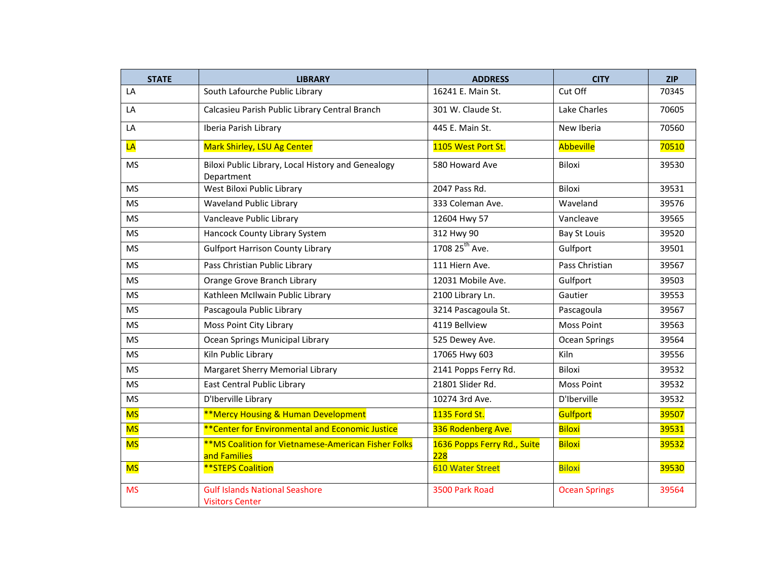| STATE | LIBRARY | ADDRESS | CITY | ZIP |
|---|---|---|---|---|
| LA | South Lafourche Public Library | 16241 E. Main St. | Cut Off | 70345 |
| LA | Calcasieu Parish Public Library Central Branch | 301 W. Claude St. | Lake Charles | 70605 |
| LA | Iberia Parish Library | 445 E. Main St. | New Iberia | 70560 |
| LA | Mark Shirley, LSU Ag Center | 1105 West Port St. | Abbeville | 70510 |
| MS | Biloxi Public Library, Local History and Genealogy Department | 580 Howard Ave | Biloxi | 39530 |
| MS | West Biloxi Public Library | 2047 Pass Rd. | Biloxi | 39531 |
| MS | Waveland Public Library | 333 Coleman Ave. | Waveland | 39576 |
| MS | Vancleave Public Library | 12604 Hwy 57 | Vancleave | 39565 |
| MS | Hancock County Library System | 312 Hwy 90 | Bay St Louis | 39520 |
| MS | Gulfport Harrison County Library | 1708 25th Ave. | Gulfport | 39501 |
| MS | Pass Christian Public Library | 111 Hiern Ave. | Pass Christian | 39567 |
| MS | Orange Grove Branch Library | 12031 Mobile Ave. | Gulfport | 39503 |
| MS | Kathleen McIlwain Public Library | 2100 Library Ln. | Gautier | 39553 |
| MS | Pascagoula Public Library | 3214 Pascagoula St. | Pascagoula | 39567 |
| MS | Moss Point City Library | 4119 Bellview | Moss Point | 39563 |
| MS | Ocean Springs Municipal Library | 525 Dewey Ave. | Ocean Springs | 39564 |
| MS | Kiln Public Library | 17065 Hwy 603 | Kiln | 39556 |
| MS | Margaret Sherry Memorial Library | 2141 Popps Ferry Rd. | Biloxi | 39532 |
| MS | East Central Public Library | 21801 Slider Rd. | Moss Point | 39532 |
| MS | D'Iberville Library | 10274 3rd Ave. | D'Iberville | 39532 |
| MS | **Mercy Housing & Human Development | 1135 Ford St. | Gulfport | 39507 |
| MS | **Center for Environmental and Economic Justice | 336 Rodenberg Ave. | Biloxi | 39531 |
| MS | **MS Coalition for Vietnamese-American Fisher Folks and Families | 1636 Popps Ferry Rd., Suite 228 | Biloxi | 39532 |
| MS | **STEPS Coalition | 610 Water Street | Biloxi | 39530 |
| MS | Gulf Islands National Seashore Visitors Center | 3500 Park Road | Ocean Springs | 39564 |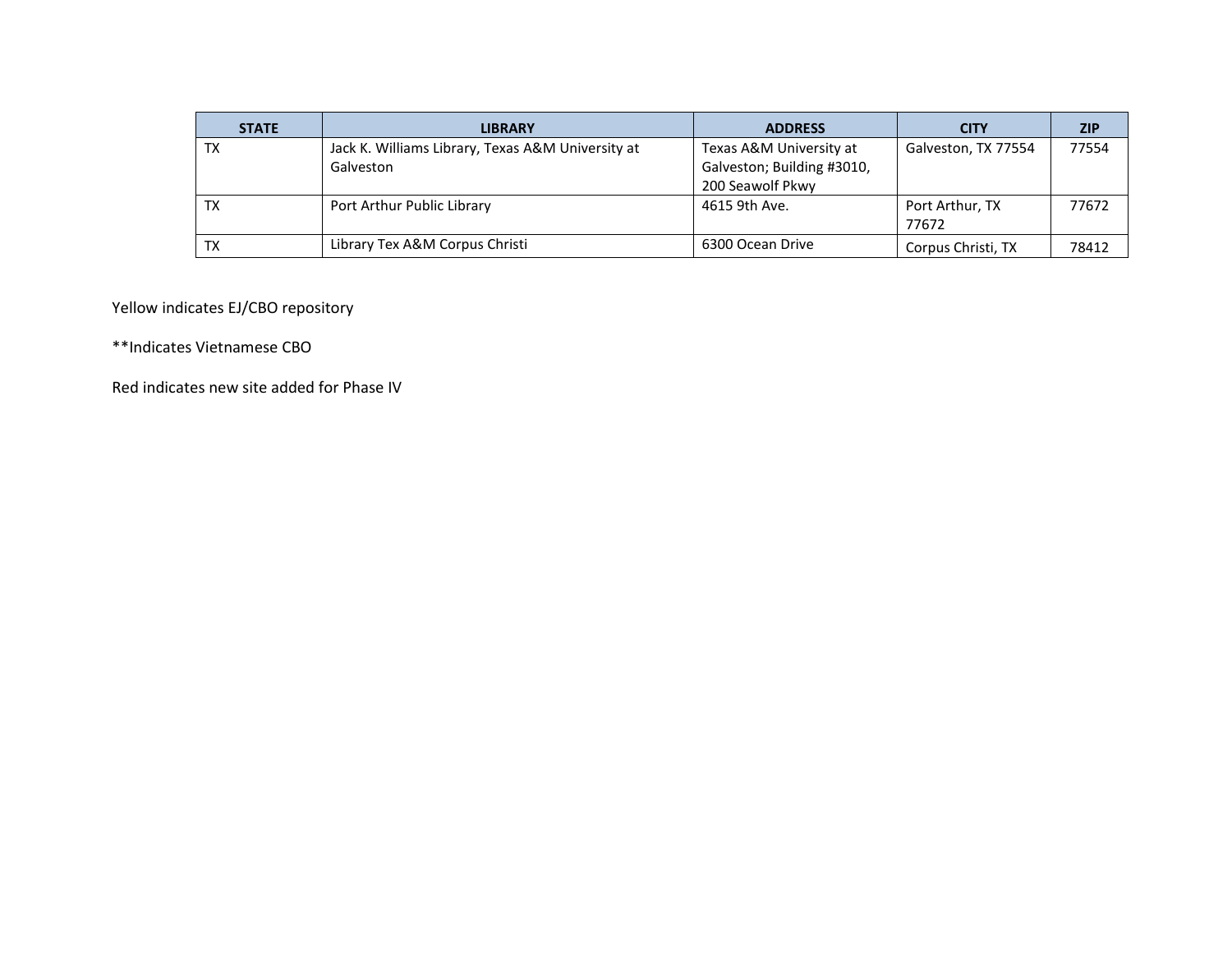| STATE | LIBRARY | ADDRESS | CITY | ZIP |
|---|---|---|---|---|
| TX | Jack K. Williams Library, Texas A&M University at Galveston | Texas A&M University at Galveston; Building #3010, 200 Seawolf Pkwy | Galveston, TX 77554 | 77554 |
| TX | Port Arthur Public Library | 4615 9th Ave. | Port Arthur, TX 77672 | 77672 |
| TX | Library Tex A&M Corpus Christi | 6300 Ocean Drive | Corpus Christi, TX | 78412 |

Yellow indicates EJ/CBO repository

**Indicates Vietnamese CBO

Red indicates new site added for Phase IV